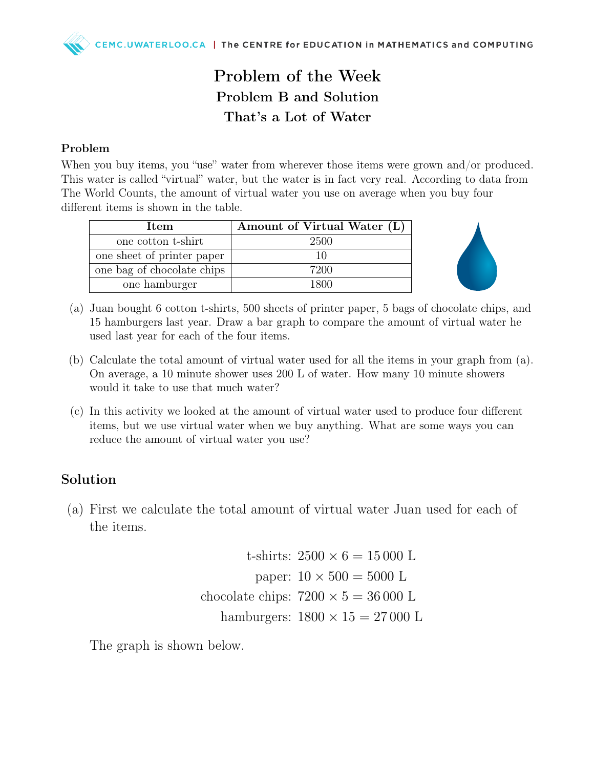# Problem of the Week
## Problem B and Solution
## That's a Lot of Water

### Problem

When you buy items, you "use" water from wherever those items were grown and/or produced. This water is called "virtual" water, but the water is in fact very real. According to data from The World Counts, the amount of virtual water you use on average when you buy four different items is shown in the table.

| Item | Amount of Virtual Water (L) |
|---|---|
| one cotton t-shirt | 2500 |
| one sheet of printer paper | 10 |
| one bag of chocolate chips | 7200 |
| one hamburger | 1800 |

(a) Juan bought 6 cotton t-shirts, 500 sheets of printer paper, 5 bags of chocolate chips, and 15 hamburgers last year. Draw a bar graph to compare the amount of virtual water he used last year for each of the four items.

(b) Calculate the total amount of virtual water used for all the items in your graph from (a). On average, a 10 minute shower uses 200 L of water. How many 10 minute showers would it take to use that much water?

(c) In this activity we looked at the amount of virtual water used to produce four different items, but we use virtual water when we buy anything. What are some ways you can reduce the amount of virtual water you use?

## Solution

(a) First we calculate the total amount of virtual water Juan used for each of the items.

$$\text{t-shirts: } 2500 \times 6 = 15\,000 \text{ L}$$

$$\text{paper: } 10 \times 500 = 5000 \text{ L}$$

$$\text{chocolate chips: } 7200 \times 5 = 36\,000 \text{ L}$$

$$\text{hamburgers: } 1800 \times 15 = 27\,000 \text{ L}$$

The graph is shown below.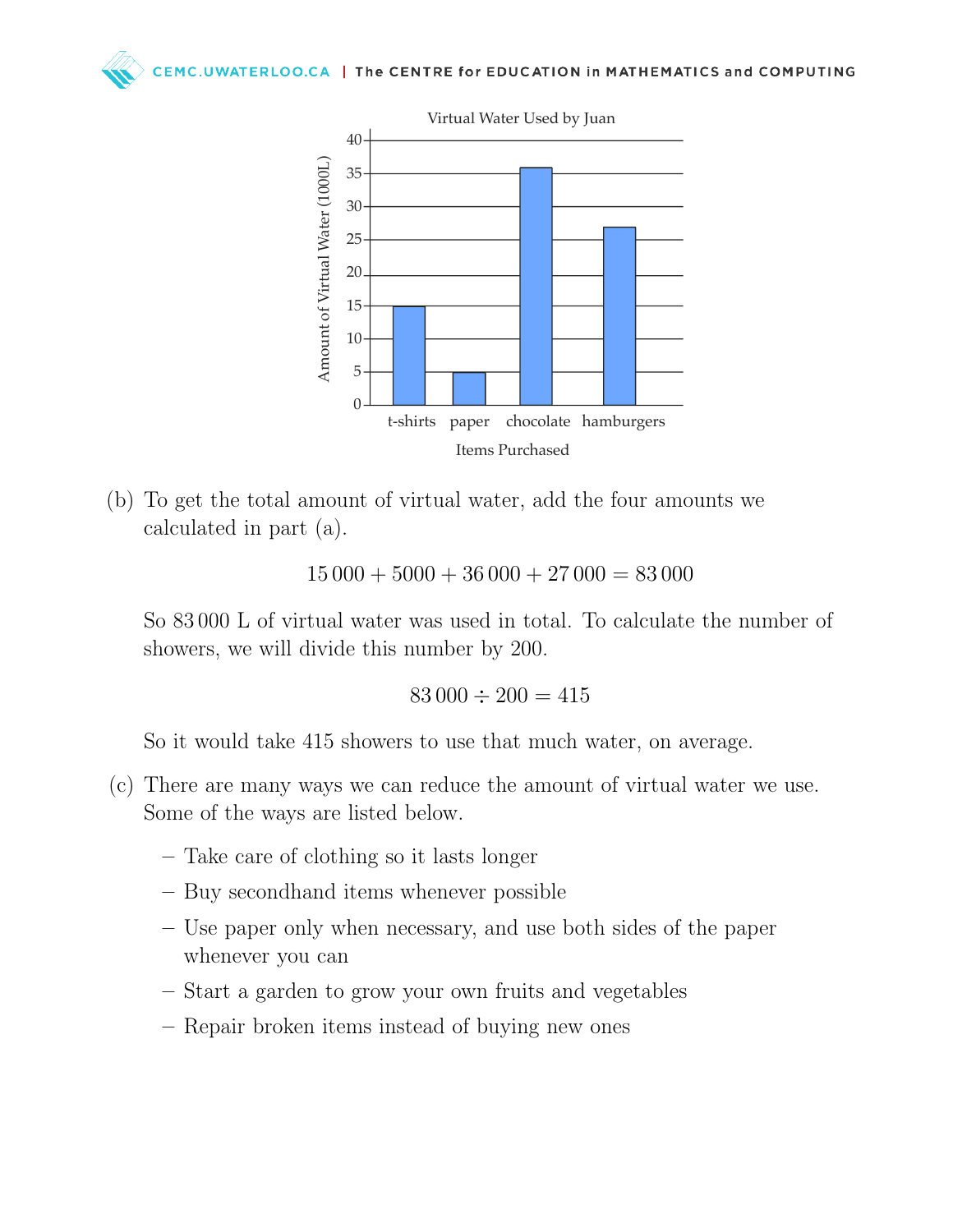Virtual Water Used by Juan

Amount of Virtual Water (1000L)

40
35
30
25
20
15
10
5
0

t-shirts
paper
chocolate
hamburgers

Items Purchased

(b) To get the total amount of virtual water, add the four amounts we calculated in part (a).

$$15\,000 + 5000 + 36\,000 + 27\,000 = 83\,000$$

So 83 000 L of virtual water was used in total. To calculate the number of showers, we will divide this number by 200.

$$83\,000 \div 200 = 415$$

So it would take 415 showers to use that much water, on average.

(c) There are many ways we can reduce the amount of virtual water we use. Some of the ways are listed below.

- Take care of clothing so it lasts longer
- Buy secondhand items whenever possible
- Use paper only when necessary, and use both sides of the paper whenever you can
- Start a garden to grow your own fruits and vegetables
- Repair broken items instead of buying new ones